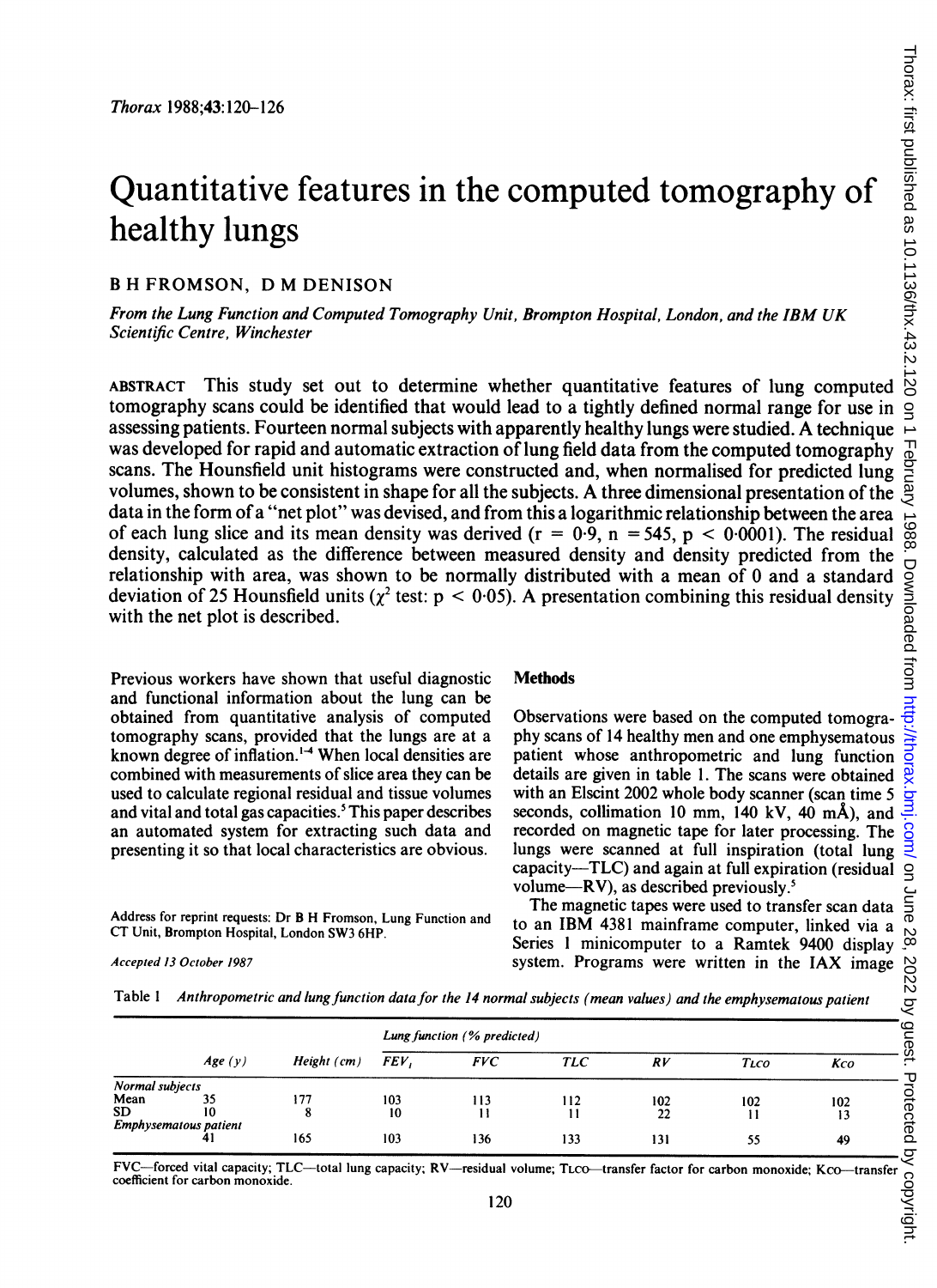# Quantitative features in the computed tomography of healthy lungs

B H FROMSON, D M DENISON

*From the Lung Function and Computed Tomography Unit, Brompton Hospital, London, and the IBM UK Scientific Centre, Winchester*

ABSTRACT This study set out to determine whether quantitative features of lung computed tomography scans could be identified that would lead to a tightly defined normal range for use in assessing patients. Fourteen normal subjects with apparently healthy lungs were studied. A technique was developed for rapid and automatic extraction of lung field data from the computed tomography scans. The Hounsfield unit histograms were constructed and, when normalised for predicted lung volumes, shown to be consistent in shape for all the subjects. A three dimensional presentation of the data in the form of a "net plot" was devised, and from this a logarithmic relationship between the area of each lung slice and its mean density was derived ($r = 0.9$, $n = 545$, $p < 0.0001$). The residual density, calculated as the difference between measured density and density predicted from the relationship with area, was shown to be normally distributed with a mean of 0 and a standard deviation of 25 Hounsfield units ($\chi^2$ test: $p < 0.05$). A presentation combining this residual density with the net plot is described.

Previous workers have shown that useful diagnostic and functional information about the lung can be obtained from quantitative analysis of computed tomography scans, provided that the lungs are at a known degree of inflation.[1-4] When local densities are combined with measurements of slice area they can be used to calculate regional residual and tissue volumes and vital and total gas capacities.[5] This paper describes an automated system for extracting such data and presenting it so that local characteristics are obvious.

Address for reprint requests: Dr B H Fromson, Lung Function and CT Unit, Brompton Hospital, London SW3 6HP.

*Accepted 13 October 1987*

## Methods

Observations were based on the computed tomography scans of 14 healthy men and one emphysematous patient whose anthropometric and lung function details are given in table 1. The scans were obtained with an Elscint 2002 whole body scanner (scan time 5 seconds, collimation 10 mm, 140 kV, 40 mÅ), and recorded on magnetic tape for later processing. The lungs were scanned at full inspiration (total lung capacity—TLC) and again at full expiration (residual volume—RV), as described previously.[5]

The magnetic tapes were used to transfer scan data to an IBM 4381 mainframe computer, linked via a Series 1 minicomputer to a Ramtek 9400 display system. Programs were written in the IAX image

Table 1 *Anthropometric and lung function data for the 14 normal subjects (mean values) and the emphysematous patient*

| | Age (y) | Height (cm) | Lung function (% predicted) | | | | | |
|---|---|---|---|---|---|---|---|---|
| | | | $FEV_1$ | FVC | TLC | RV | TLCO | KCO |
| *Normal subjects* | | | | | | | | |
| Mean | 35 | 177 | 103 | 113 | 112 | 102 | 102 | 102 |
| SD | 10 | 8 | 10 | 11 | 11 | 22 | 11 | 13 |
| *Emphysematous patient* | | | | | | | | |
| | 41 | 165 | 103 | 136 | 133 | 131 | 55 | 49 |

FVC—forced vital capacity; TLC—total lung capacity; RV—residual volume; TLCO—transfer factor for carbon monoxide; KCO—transfer coefficient for carbon monoxide.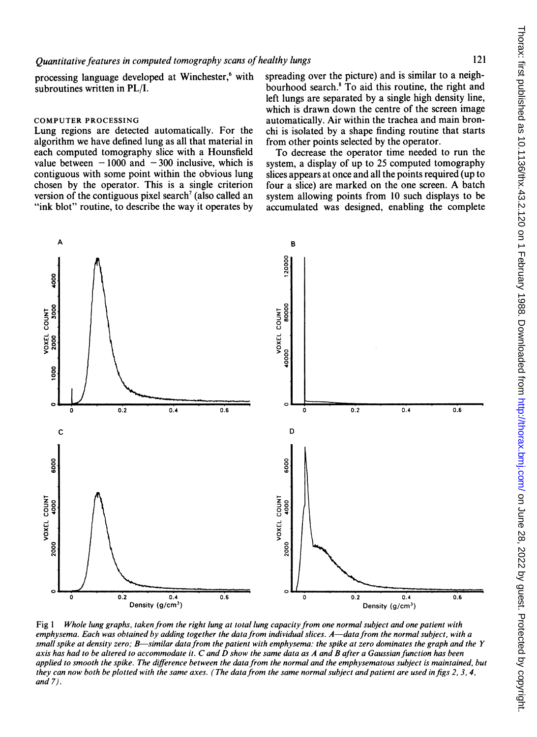processing language developed at Winchester,[6] with subroutines written in PL/I.

### COMPUTER PROCESSING

Lung regions are detected automatically. For the algorithm we have defined lung as all that material in each computed tomography slice with a Hounsfield value between −1000 and −300 inclusive, which is contiguous with some point within the obvious lung chosen by the operator. This is a single criterion version of the contiguous pixel search[7] (also called an "ink blot" routine, to describe the way it operates by spreading over the picture) and is similar to a neighbourhood search.[8] To aid this routine, the right and left lungs are separated by a single high density line, which is drawn down the centre of the screen image automatically. Air within the trachea and main bronchi is isolated by a shape finding routine that starts from other points selected by the operator.

To decrease the operator time needed to run the system, a display of up to 25 computed tomography slices appears at once and all the points required (up to four a slice) are marked on the one screen. A batch system allowing points from 10 such displays to be accumulated was designed, enabling the complete

Fig 1 *Whole lung graphs, taken from the right lung at total lung capacity from one normal subject and one patient with emphysema. Each was obtained by adding together the data from individual slices. A—data from the normal subject, with a small spike at density zero; B—similar data from the patient with emphysema: the spike at zero dominates the graph and the Y axis has had to be altered to accommodate it. C and D show the same data as A and B after a Gaussian function has been applied to smooth the spike. The difference between the data from the normal and the emphysematous subject is maintained, but they can now both be plotted with the same axes. (The data from the same normal subject and patient are used in figs 2, 3, 4, and 7).*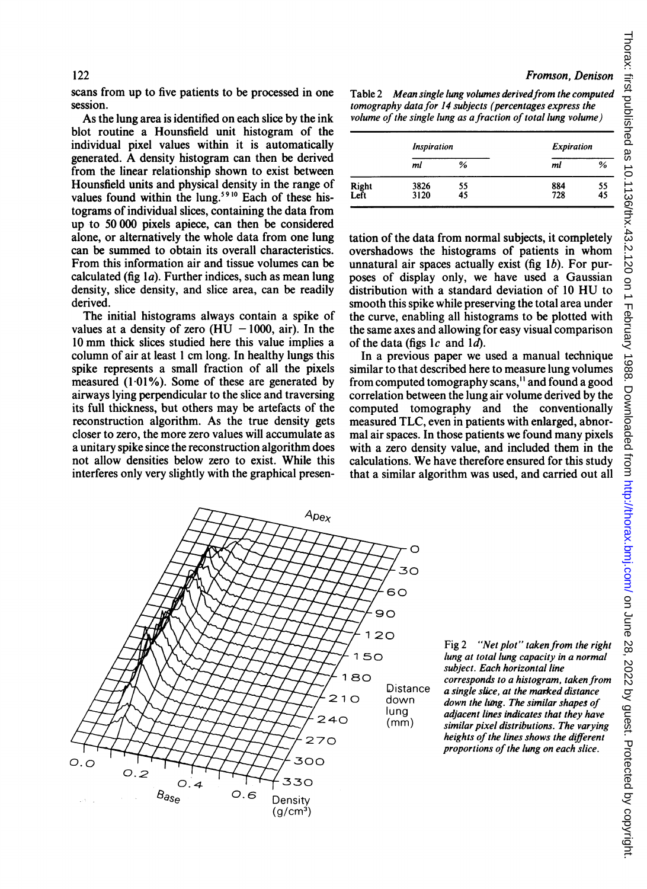scans from up to five patients to be processed in one session.

As the lung area is identified on each slice by the ink blot routine a Hounsfield unit histogram of the individual pixel values within it is automatically generated. A density histogram can then be derived from the linear relationship shown to exist between Hounsfield units and physical density in the range of values found within the lung.[5 9 10] Each of these histograms of individual slices, containing the data from up to 50 000 pixels apiece, can then be considered alone, or alternatively the whole data from one lung can be summed to obtain its overall characteristics. From this information air and tissue volumes can be calculated (fig 1*a*). Further indices, such as mean lung density, slice density, and slice area, can be readily derived.

The initial histograms always contain a spike of values at a density of zero (HU −1000, air). In the 10 mm thick slices studied here this value implies a column of air at least 1 cm long. In healthy lungs this spike represents a small fraction of all the pixels measured (1·01%). Some of these are generated by airways lying perpendicular to the slice and traversing its full thickness, but others may be artefacts of the reconstruction algorithm. As the true density gets closer to zero, the more zero values will accumulate as a unitary spike since the reconstruction algorithm does not allow densities below zero to exist. While this interferes only very slightly with the graphical presentation of the data from normal subjects, it completely overshadows the histograms of patients in whom unnatural air spaces actually exist (fig 1*b*). For purposes of display only, we have used a Gaussian distribution with a standard deviation of 10 HU to smooth this spike while preserving the total area under the curve, enabling all histograms to be plotted with the same axes and allowing for easy visual comparison of the data (figs 1*c* and 1*d*).

In a previous paper we used a manual technique similar to that described here to measure lung volumes from computed tomography scans,[11] and found a good correlation between the lung air volume derived by the computed tomography and the conventionally measured TLC, even in patients with enlarged, abnormal air spaces. In those patients we found many pixels with a zero density value, and included them in the calculations. We have therefore ensured for this study that a similar algorithm was used, and carried out all

Table 2 *Mean single lung volumes derived from the computed tomography data for 14 subjects (percentages express the volume of the single lung as a fraction of total lung volume)*

| | *Inspiration* | | *Expiration* | |
|---|---|---|---|---|
| | *ml* | *%* | *ml* | *%* |
| Right | 3826 | 55 | 884 | 55 |
| Left | 3120 | 45 | 728 | 45 |

Fig 2 *"Net plot" taken from the right lung at total lung capacity in a normal subject. Each horizontal line corresponds to a histogram, taken from a single slice, at the marked distance down the lung. The similar shapes of adjacent lines indicates that they have similar pixel distributions. The varying heights of the lines shows the different proportions of the lung on each slice.*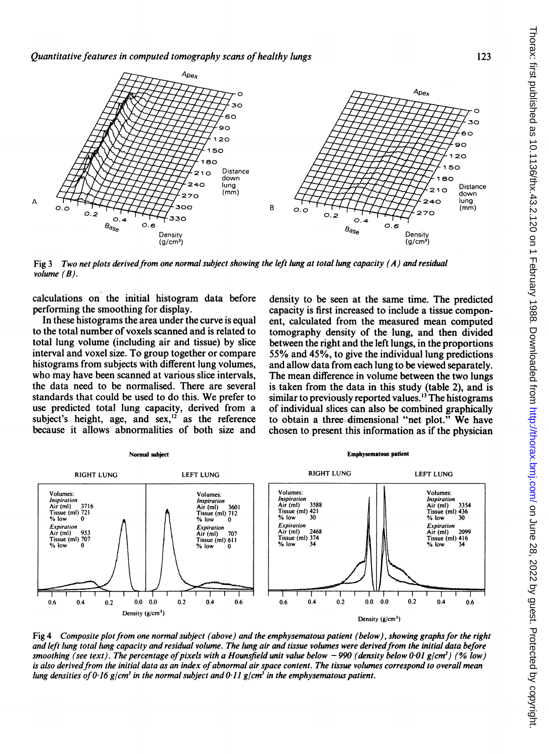Fig 3 *Two net plots derived from one normal subject showing the left lung at total lung capacity (A) and residual volume (B).*

calculations on the initial histogram data before performing the smoothing for display.

In these histograms the area under the curve is equal to the total number of voxels scanned and is related to total lung volume (including air and tissue) by slice interval and voxel size. To group together or compare histograms from subjects with different lung volumes, who may have been scanned at various slice intervals, the data need to be normalised. There are several standards that could be used to do this. We prefer to use predicted total lung capacity, derived from a subject's height, age, and sex,[12] as the reference because it allows abnormalities of both size and density to be seen at the same time. The predicted capacity is first increased to include a tissue component, calculated from the measured mean computed tomography density of the lung, and then divided between the right and the left lungs, in the proportions 55% and 45%, to give the individual lung predictions and allow data from each lung to be viewed separately. The mean difference in volume between the two lungs is taken from the data in this study (table 2), and is similar to previously reported values.[13] The histograms of individual slices can also be combined graphically to obtain a three-dimensional "net plot." We have chosen to present this information as if the physician

Fig 4 *Composite plot from one normal subject (above) and the emphysematous patient (below), showing graphs for the right and left lung total lung capacity and residual volume. The lung air and tissue volumes were derived from the initial data before smoothing (see text). The percentage of pixels with a Hounsfield unit value below −990 (density below 0·01 g/cm³) (% low) is also derived from the initial data as an index of abnormal air space content. The tissue volumes correspond to overall mean lung densities of 0·16 g/cm³ in the normal subject and 0·11 g/cm³ in the emphysematous patient.*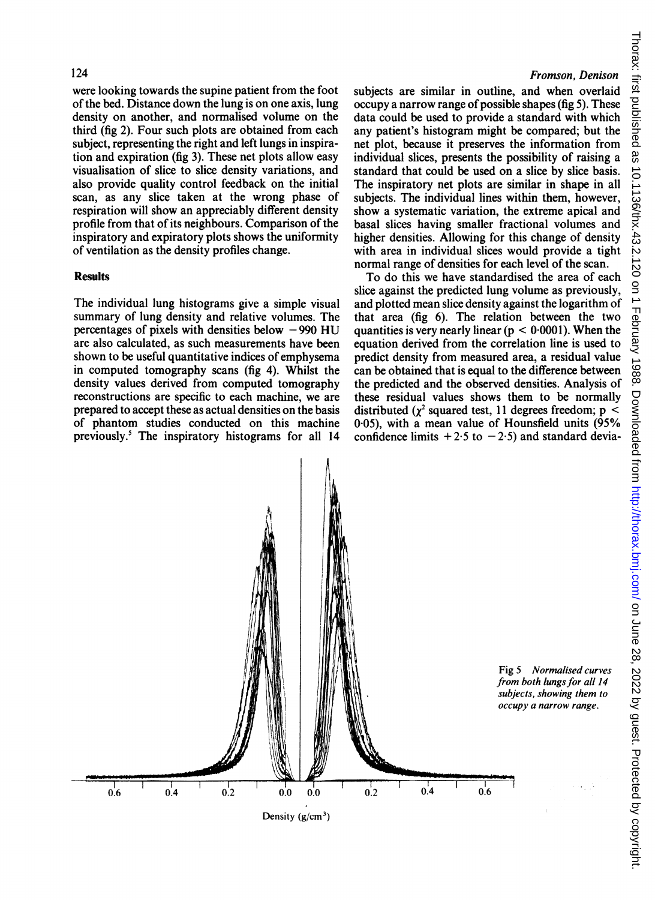were looking towards the supine patient from the foot of the bed. Distance down the lung is on one axis, lung density on another, and normalised volume on the third (fig 2). Four such plots are obtained from each subject, representing the right and left lungs in inspiration and expiration (fig 3). These net plots allow easy visualisation of slice to slice density variations, and also provide quality control feedback on the initial scan, as any slice taken at the wrong phase of respiration will show an appreciably different density profile from that of its neighbours. Comparison of the inspiratory and expiratory plots shows the uniformity of ventilation as the density profiles change.

## Results

The individual lung histograms give a simple visual summary of lung density and relative volumes. The percentages of pixels with densities below −990 HU are also calculated, as such measurements have been shown to be useful quantitative indices of emphysema in computed tomography scans (fig 4). Whilst the density values derived from computed tomography reconstructions are specific to each machine, we are prepared to accept these as actual densities on the basis of phantom studies conducted on this machine previously.[5] The inspiratory histograms for all 14 subjects are similar in outline, and when overlaid occupy a narrow range of possible shapes (fig 5). These data could be used to provide a standard with which any patient's histogram might be compared; but the net plot, because it preserves the information from individual slices, presents the possibility of raising a standard that could be used on a slice by slice basis. The inspiratory net plots are similar in shape in all subjects. The individual lines within them, however, show a systematic variation, the extreme apical and basal slices having smaller fractional volumes and higher densities. Allowing for this change of density with area in individual slices would provide a tight normal range of densities for each level of the scan.

To do this we have standardised the area of each slice against the predicted lung volume as previously, and plotted mean slice density against the logarithm of that area (fig 6). The relation between the two quantities is very nearly linear ($p < 0{\cdot}0001$). When the equation derived from the correlation line is used to predict density from measured area, a residual value can be obtained that is equal to the difference between the predicted and the observed densities. Analysis of these residual values shows them to be normally distributed ($\chi^2$ squared test, 11 degrees freedom; $p < 0{\cdot}05$), with a mean value of Hounsfield units (95% confidence limits $+2{\cdot}5$ to $-2{\cdot}5$) and standard devia-

Fig 5 *Normalised curves from both lungs for all 14 subjects, showing them to occupy a narrow range.*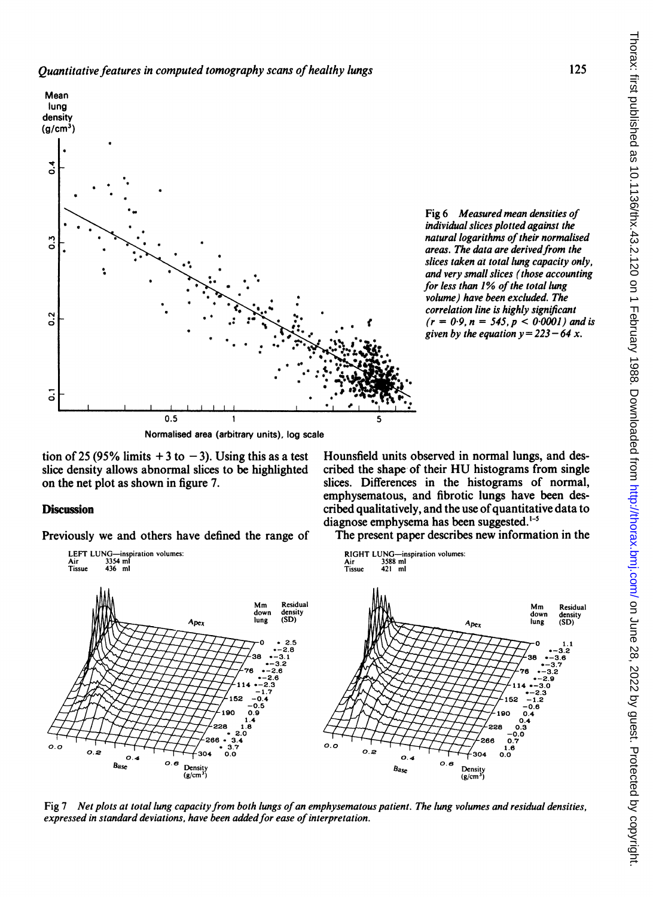Fig 6 *Measured mean densities of individual slices plotted against the natural logarithms of their normalised areas. The data are derived from the slices taken at total lung capacity only, and very small slices (those accounting for less than 1% of the total lung volume) have been excluded. The correlation line is highly significant ($r = 0{\cdot}9$, $n = 545$, $p < 0{\cdot}0001$) and is given by the equation $y = 223 - 64\ x$.*

tion of 25 (95% limits +3 to −3). Using this as a test slice density allows abnormal slices to be highlighted on the net plot as shown in figure 7.

## Discussion

Previously we and others have defined the range of Hounsfield units observed in normal lungs, and described the shape of their HU histograms from single slices. Differences in the histograms of normal, emphysematous, and fibrotic lungs have been described qualitatively, and the use of quantitative data to diagnose emphysema has been suggested.[1-5]

The present paper describes new information in the

Fig 7 *Net plots at total lung capacity from both lungs of an emphysematous patient. The lung volumes and residual densities, expressed in standard deviations, have been added for ease of interpretation.*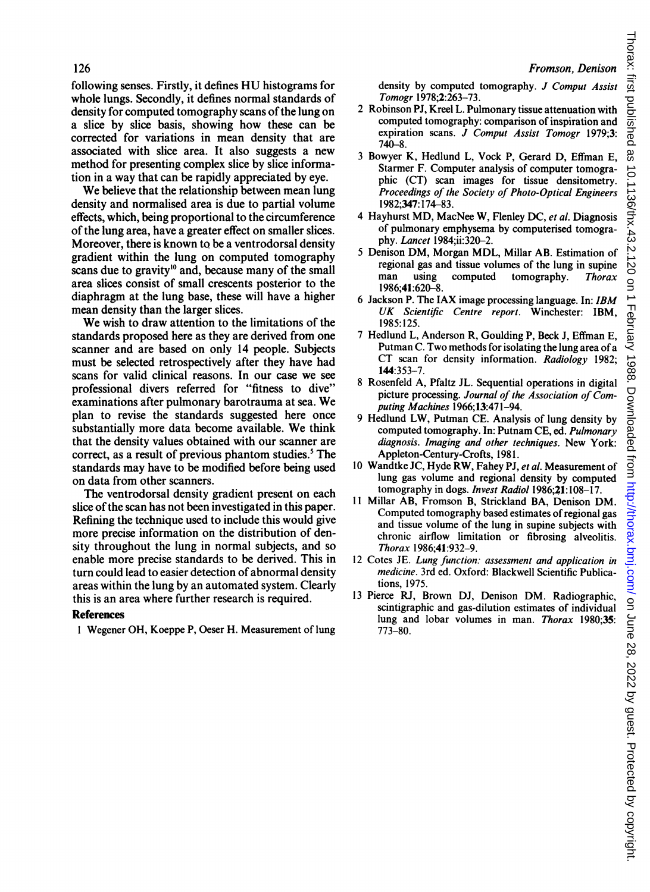following senses. Firstly, it defines HU histograms for whole lungs. Secondly, it defines normal standards of density for computed tomography scans of the lung on a slice by slice basis, showing how these can be corrected for variations in mean density that are associated with slice area. It also suggests a new method for presenting complex slice by slice information in a way that can be rapidly appreciated by eye.

We believe that the relationship between mean lung density and normalised area is due to partial volume effects, which, being proportional to the circumference of the lung area, have a greater effect on smaller slices. Moreover, there is known to be a ventrodorsal density gradient within the lung on computed tomography scans due to gravity[10] and, because many of the small area slices consist of small crescents posterior to the diaphragm at the lung base, these will have a higher mean density than the larger slices.

We wish to draw attention to the limitations of the standards proposed here as they are derived from one scanner and are based on only 14 people. Subjects must be selected retrospectively after they have had scans for valid clinical reasons. In our case we see professional divers referred for "fitness to dive" examinations after pulmonary barotrauma at sea. We plan to revise the standards suggested here once substantially more data become available. We think that the density values obtained with our scanner are correct, as a result of previous phantom studies.[5] The standards may have to be modified before being used on data from other scanners.

The ventrodorsal density gradient present on each slice of the scan has not been investigated in this paper. Refining the technique used to include this would give more precise information on the distribution of density throughout the lung in normal subjects, and so enable more precise standards to be derived. This in turn could lead to easier detection of abnormal density areas within the lung by an automated system. Clearly this is an area where further research is required.

## References

1 Wegener OH, Koeppe P, Oeser H. Measurement of lung density by computed tomography. *J Comput Assist Tomogr* 1978;**2**:263–73.

2 Robinson PJ, Kreel L. Pulmonary tissue attenuation with computed tomography: comparison of inspiration and expiration scans. *J Comput Assist Tomogr* 1979;**3**: 740–8.

3 Bowyer K, Hedlund L, Vock P, Gerard D, Effman E, Starmer F. Computer analysis of computer tomographic (CT) scan images for tissue densitometry. *Proceedings of the Society of Photo-Optical Engineers* 1982;**347**:174–83.

4 Hayhurst MD, MacNee W, Flenley DC, *et al.* Diagnosis of pulmonary emphysema by computerised tomography. *Lancet* 1984;ii:320–2.

5 Denison DM, Morgan MDL, Millar AB. Estimation of regional gas and tissue volumes of the lung in supine man using computed tomography. *Thorax* 1986;**41**:620–8.

6 Jackson P. The IAX image processing language. In: *IBM UK Scientific Centre report*. Winchester: IBM, 1985:125.

7 Hedlund L, Anderson R, Goulding P, Beck J, Effman E, Putman C. Two methods for isolating the lung area of a CT scan for density information. *Radiology* 1982; **144**:353–7.

8 Rosenfeld A, Pfaltz JL. Sequential operations in digital picture processing. *Journal of the Association of Computing Machines* 1966;**13**:471–94.

9 Hedlund LW, Putman CE. Analysis of lung density by computed tomography. In: Putnam CE, ed. *Pulmonary diagnosis. Imaging and other techniques*. New York: Appleton-Century-Crofts, 1981.

10 Wandtke JC, Hyde RW, Fahey PJ, *et al.* Measurement of lung gas volume and regional density by computed tomography in dogs. *Invest Radiol* 1986;**21**:108–17.

11 Millar AB, Fromson B, Strickland BA, Denison DM. Computed tomography based estimates of regional gas and tissue volume of the lung in supine subjects with chronic airflow limitation or fibrosing alveolitis. *Thorax* 1986;**41**:932–9.

12 Cotes JE. *Lung function: assessment and application in medicine*. 3rd ed. Oxford: Blackwell Scientific Publications, 1975.

13 Pierce RJ, Brown DJ, Denison DM. Radiographic, scintigraphic and gas-dilution estimates of individual lung and lobar volumes in man. *Thorax* 1980;**35**: 773–80.